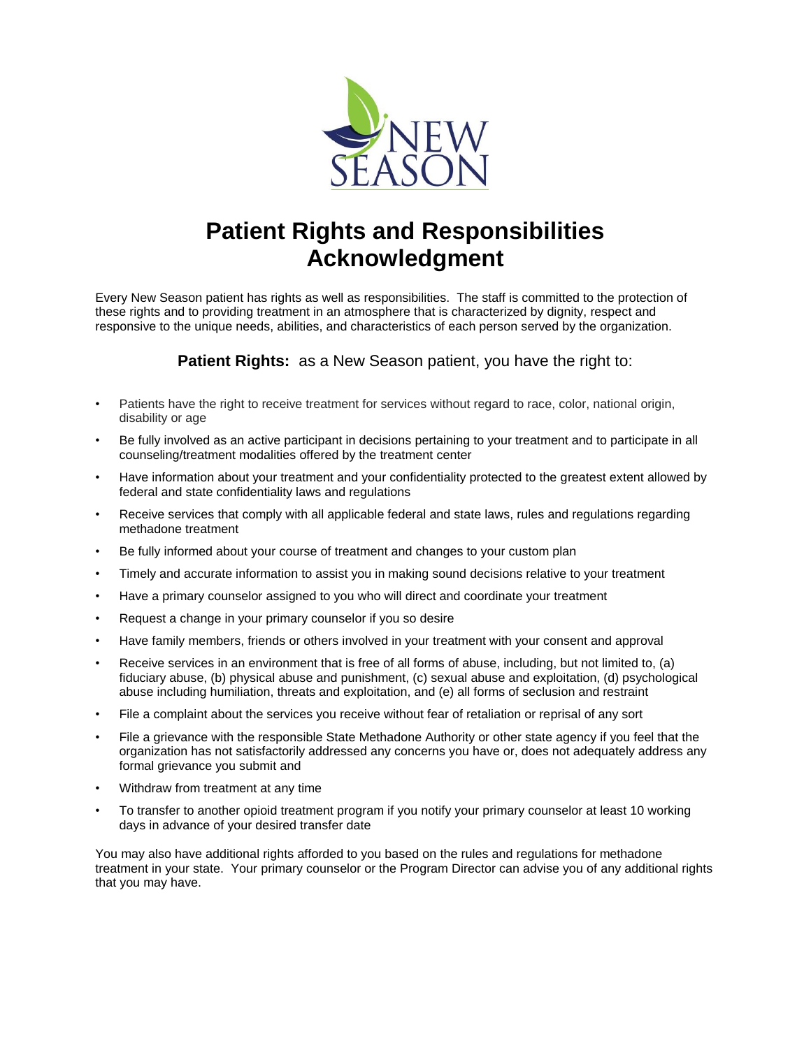# Patient Rights and Responsibilities Acknowledgment

Every New Season patient has rights as well as responsibilities. The staff is committed to the protection of these rights and to providing treatment in an atmosphere that is characterized by dignity, respect and responsive to the unique needs, abilities, and characteristics of each person served by the organization.

**Patient Rights:** as a New Season patient, you have the right to:

- Patients have the right to receive treatment for services without regard to race, color, national origin, disability or age
- Be fully involved as an active participant in decisions pertaining to your treatment and to participate in all counseling/treatment modalities offered by the treatment center
- Have information about your treatment and your confidentiality protected to the greatest extent allowed by federal and state confidentiality laws and regulations
- Receive services that comply with all applicable federal and state laws, rules and regulations regarding methadone treatment
- Be fully informed about your course of treatment and changes to your custom plan
- Timely and accurate information to assist you in making sound decisions relative to your treatment
- Have a primary counselor assigned to you who will direct and coordinate your treatment
- Request a change in your primary counselor if you so desire
- Have family members, friends or others involved in your treatment with your consent and approval
- Receive services in an environment that is free of all forms of abuse, including, but not limited to, (a) fiduciary abuse, (b) physical abuse and punishment, (c) sexual abuse and exploitation, (d) psychological abuse including humiliation, threats and exploitation, and (e) all forms of seclusion and restraint
- File a complaint about the services you receive without fear of retaliation or reprisal of any sort
- File a grievance with the responsible State Methadone Authority or other state agency if you feel that the organization has not satisfactorily addressed any concerns you have or, does not adequately address any formal grievance you submit and
- Withdraw from treatment at any time
- To transfer to another opioid treatment program if you notify your primary counselor at least 10 working days in advance of your desired transfer date

You may also have additional rights afforded to you based on the rules and regulations for methadone treatment in your state. Your primary counselor or the Program Director can advise you of any additional rights that you may have.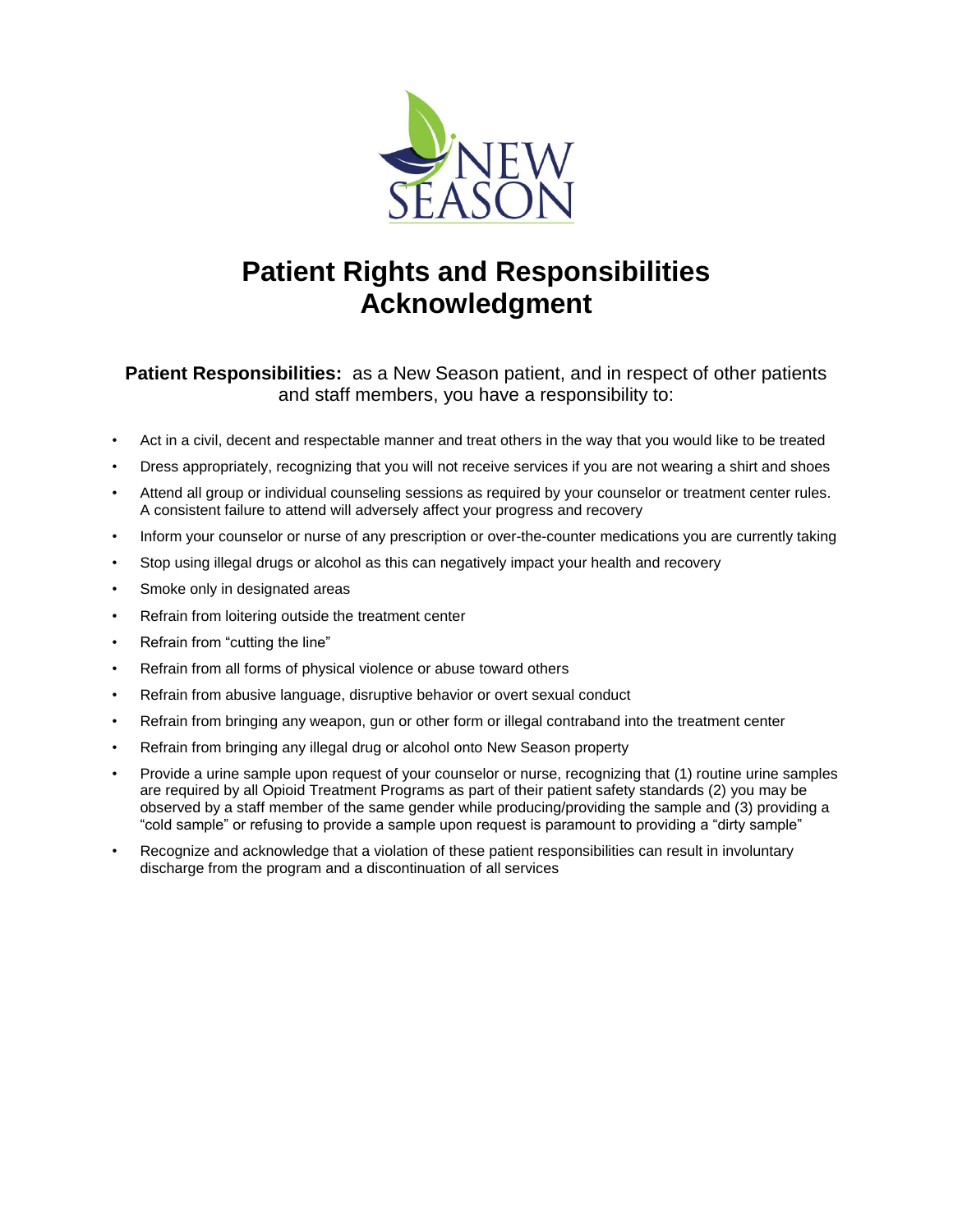# Patient Rights and Responsibilities Acknowledgment

**Patient Responsibilities:** as a New Season patient, and in respect of other patients and staff members, you have a responsibility to:

- Act in a civil, decent and respectable manner and treat others in the way that you would like to be treated
- Dress appropriately, recognizing that you will not receive services if you are not wearing a shirt and shoes
- Attend all group or individual counseling sessions as required by your counselor or treatment center rules. A consistent failure to attend will adversely affect your progress and recovery
- Inform your counselor or nurse of any prescription or over-the-counter medications you are currently taking
- Stop using illegal drugs or alcohol as this can negatively impact your health and recovery
- Smoke only in designated areas
- Refrain from loitering outside the treatment center
- Refrain from "cutting the line"
- Refrain from all forms of physical violence or abuse toward others
- Refrain from abusive language, disruptive behavior or overt sexual conduct
- Refrain from bringing any weapon, gun or other form or illegal contraband into the treatment center
- Refrain from bringing any illegal drug or alcohol onto New Season property
- Provide a urine sample upon request of your counselor or nurse, recognizing that (1) routine urine samples are required by all Opioid Treatment Programs as part of their patient safety standards (2) you may be observed by a staff member of the same gender while producing/providing the sample and (3) providing a "cold sample" or refusing to provide a sample upon request is paramount to providing a "dirty sample"
- Recognize and acknowledge that a violation of these patient responsibilities can result in involuntary discharge from the program and a discontinuation of all services